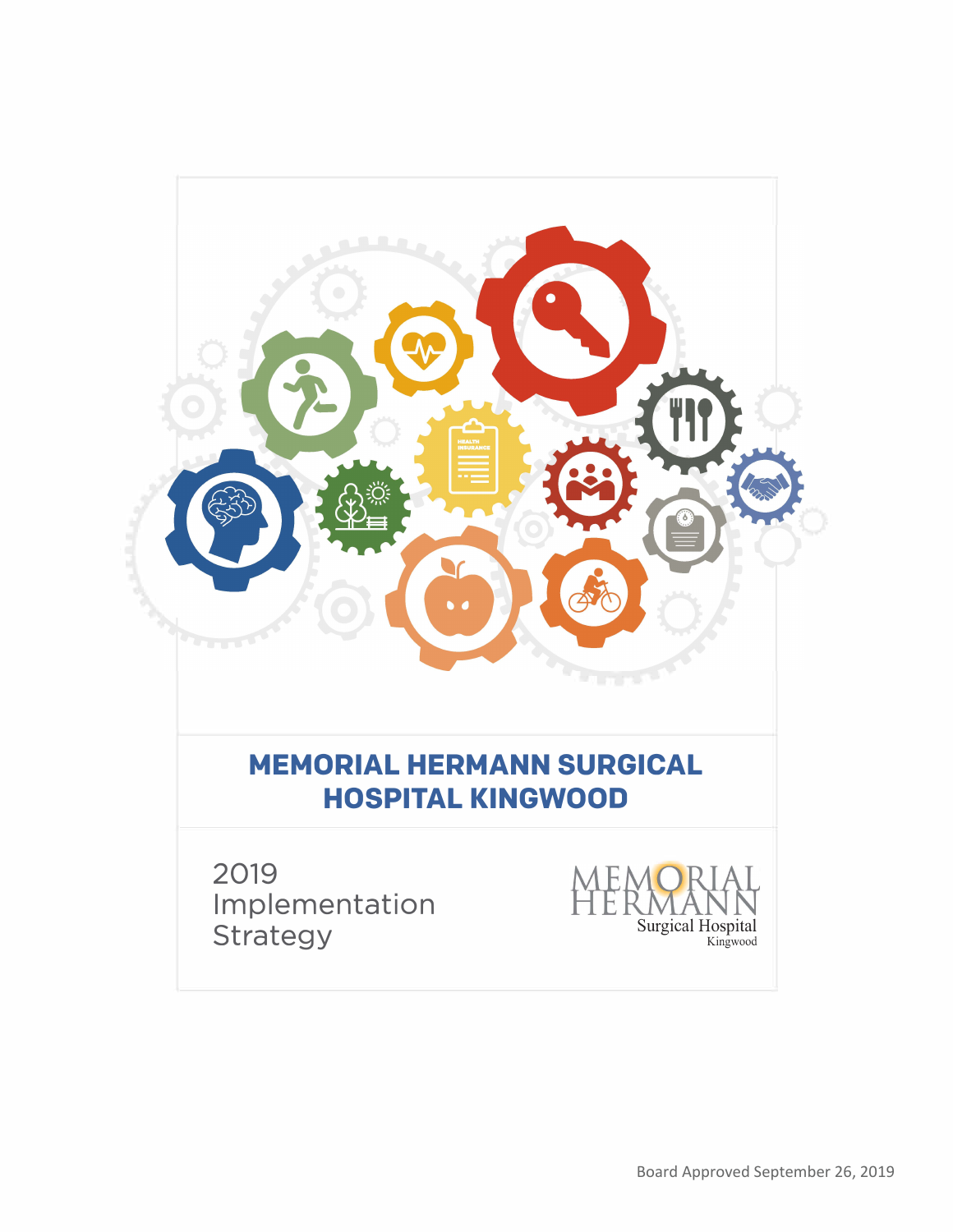# MEMORIAL HERMANN SURGICAL HOSPITAL KINGWOOD

2019 Implementation Strategy

MEMORIAL HERMANN
Surgical Hospital
Kingwood

Board Approved September 26, 2019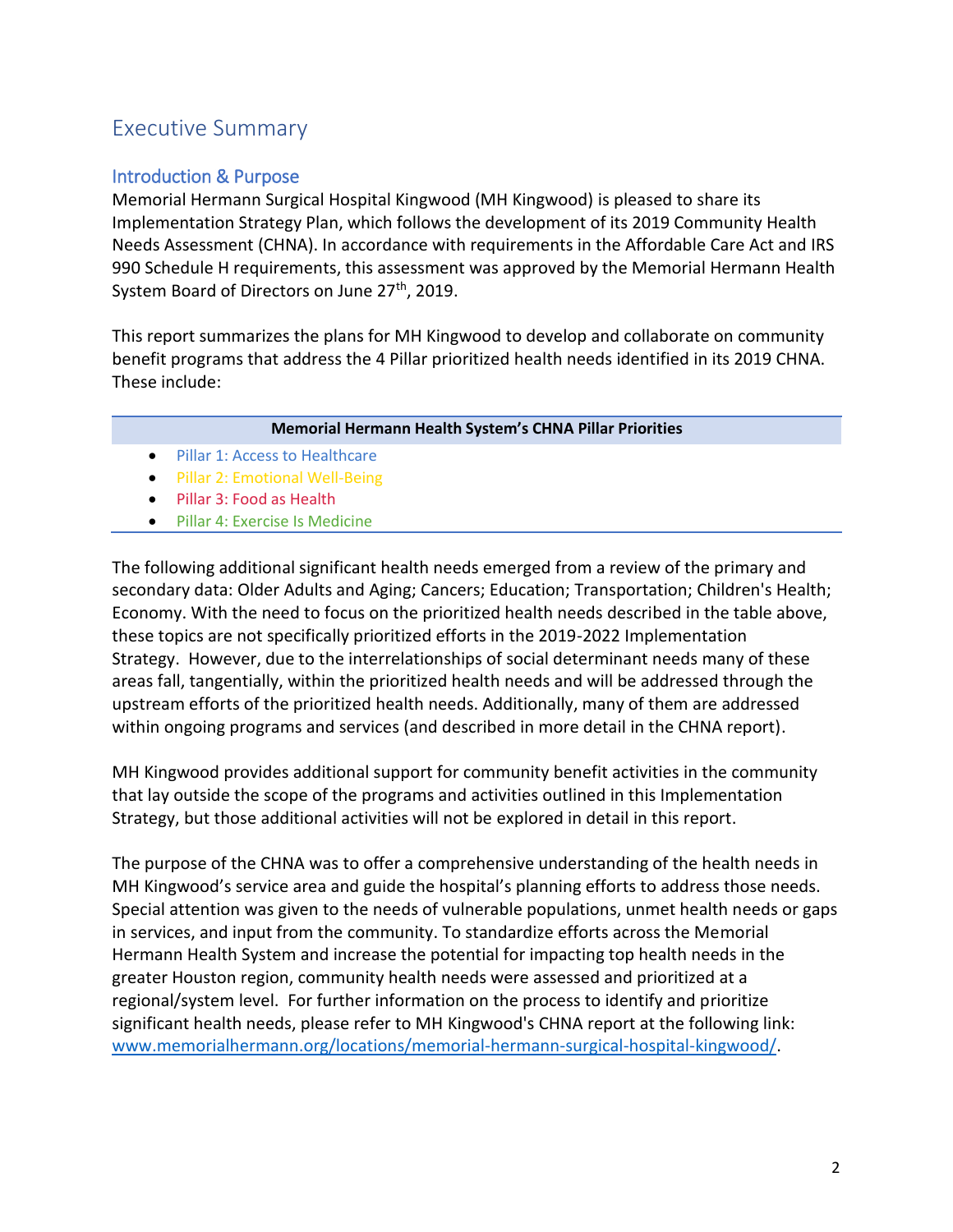# Executive Summary

## Introduction & Purpose

Memorial Hermann Surgical Hospital Kingwood (MH Kingwood) is pleased to share its Implementation Strategy Plan, which follows the development of its 2019 Community Health Needs Assessment (CHNA). In accordance with requirements in the Affordable Care Act and IRS 990 Schedule H requirements, this assessment was approved by the Memorial Hermann Health System Board of Directors on June 27th, 2019.

This report summarizes the plans for MH Kingwood to develop and collaborate on community benefit programs that address the 4 Pillar prioritized health needs identified in its 2019 CHNA. These include:

| Memorial Hermann Health System's CHNA Pillar Priorities |
|---|
| • Pillar 1: Access to Healthcare<br>• Pillar 2: Emotional Well-Being<br>• Pillar 3: Food as Health<br>• Pillar 4: Exercise Is Medicine |

The following additional significant health needs emerged from a review of the primary and secondary data: Older Adults and Aging; Cancers; Education; Transportation; Children's Health; Economy. With the need to focus on the prioritized health needs described in the table above, these topics are not specifically prioritized efforts in the 2019-2022 Implementation Strategy. However, due to the interrelationships of social determinant needs many of these areas fall, tangentially, within the prioritized health needs and will be addressed through the upstream efforts of the prioritized health needs. Additionally, many of them are addressed within ongoing programs and services (and described in more detail in the CHNA report).

MH Kingwood provides additional support for community benefit activities in the community that lay outside the scope of the programs and activities outlined in this Implementation Strategy, but those additional activities will not be explored in detail in this report.

The purpose of the CHNA was to offer a comprehensive understanding of the health needs in MH Kingwood's service area and guide the hospital's planning efforts to address those needs. Special attention was given to the needs of vulnerable populations, unmet health needs or gaps in services, and input from the community. To standardize efforts across the Memorial Hermann Health System and increase the potential for impacting top health needs in the greater Houston region, community health needs were assessed and prioritized at a regional/system level. For further information on the process to identify and prioritize significant health needs, please refer to MH Kingwood's CHNA report at the following link: [www.memorialhermann.org/locations/memorial-hermann-surgical-hospital-kingwood/](www.memorialhermann.org/locations/memorial-hermann-surgical-hospital-kingwood/).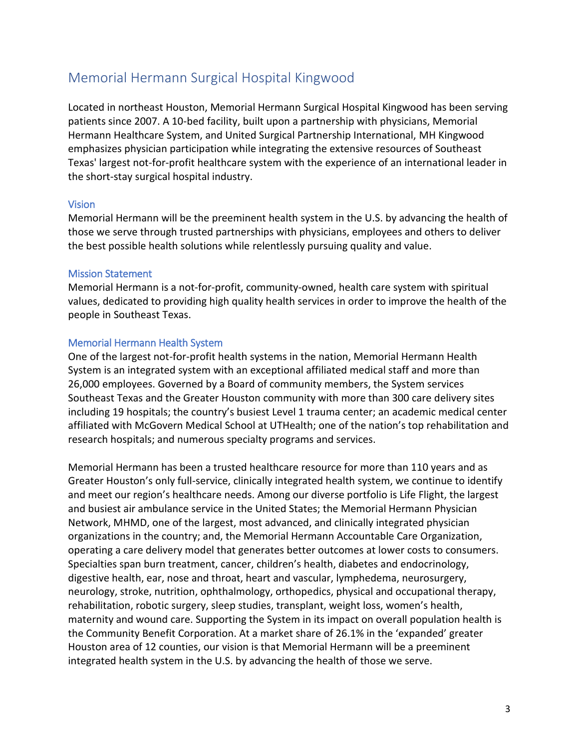# Memorial Hermann Surgical Hospital Kingwood

Located in northeast Houston, Memorial Hermann Surgical Hospital Kingwood has been serving patients since 2007. A 10-bed facility, built upon a partnership with physicians, Memorial Hermann Healthcare System, and United Surgical Partnership International, MH Kingwood emphasizes physician participation while integrating the extensive resources of Southeast Texas' largest not-for-profit healthcare system with the experience of an international leader in the short-stay surgical hospital industry.

## Vision

Memorial Hermann will be the preeminent health system in the U.S. by advancing the health of those we serve through trusted partnerships with physicians, employees and others to deliver the best possible health solutions while relentlessly pursuing quality and value.

## Mission Statement

Memorial Hermann is a not-for-profit, community-owned, health care system with spiritual values, dedicated to providing high quality health services in order to improve the health of the people in Southeast Texas.

## Memorial Hermann Health System

One of the largest not-for-profit health systems in the nation, Memorial Hermann Health System is an integrated system with an exceptional affiliated medical staff and more than 26,000 employees. Governed by a Board of community members, the System services Southeast Texas and the Greater Houston community with more than 300 care delivery sites including 19 hospitals; the country's busiest Level 1 trauma center; an academic medical center affiliated with McGovern Medical School at UTHealth; one of the nation's top rehabilitation and research hospitals; and numerous specialty programs and services.

Memorial Hermann has been a trusted healthcare resource for more than 110 years and as Greater Houston's only full-service, clinically integrated health system, we continue to identify and meet our region's healthcare needs. Among our diverse portfolio is Life Flight, the largest and busiest air ambulance service in the United States; the Memorial Hermann Physician Network, MHMD, one of the largest, most advanced, and clinically integrated physician organizations in the country; and, the Memorial Hermann Accountable Care Organization, operating a care delivery model that generates better outcomes at lower costs to consumers. Specialties span burn treatment, cancer, children's health, diabetes and endocrinology, digestive health, ear, nose and throat, heart and vascular, lymphedema, neurosurgery, neurology, stroke, nutrition, ophthalmology, orthopedics, physical and occupational therapy, rehabilitation, robotic surgery, sleep studies, transplant, weight loss, women's health, maternity and wound care. Supporting the System in its impact on overall population health is the Community Benefit Corporation. At a market share of 26.1% in the 'expanded' greater Houston area of 12 counties, our vision is that Memorial Hermann will be a preeminent integrated health system in the U.S. by advancing the health of those we serve.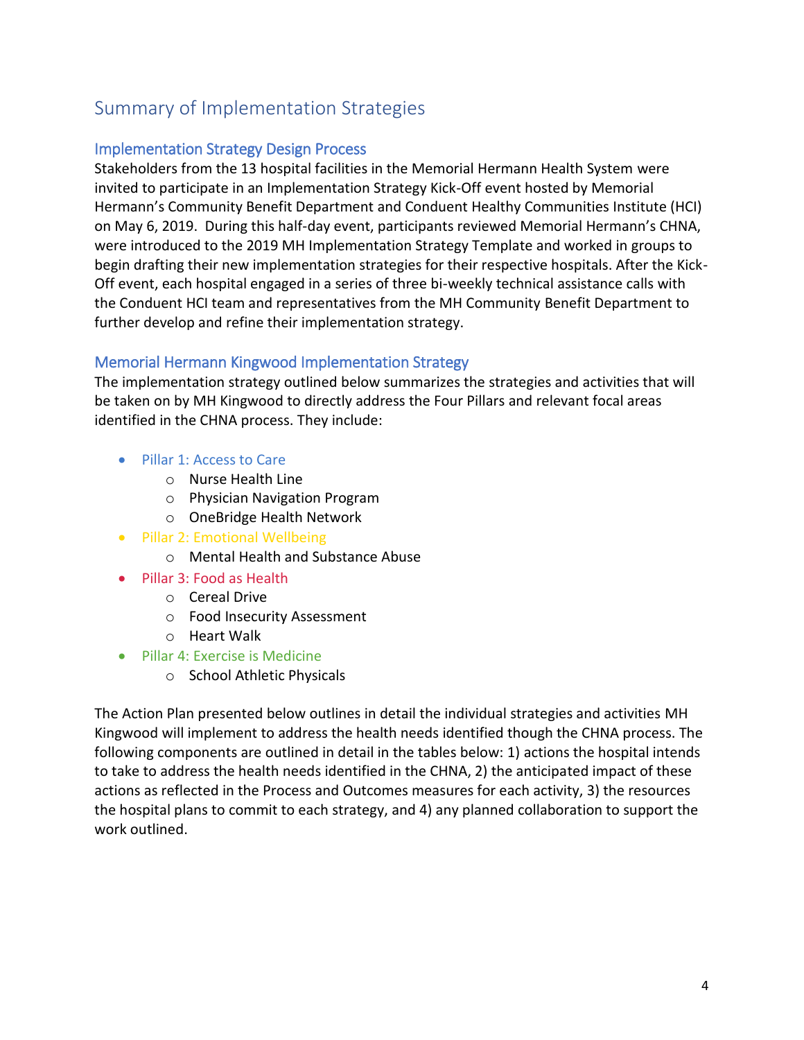## Summary of Implementation Strategies

### Implementation Strategy Design Process

Stakeholders from the 13 hospital facilities in the Memorial Hermann Health System were invited to participate in an Implementation Strategy Kick-Off event hosted by Memorial Hermann's Community Benefit Department and Conduent Healthy Communities Institute (HCI) on May 6, 2019. During this half-day event, participants reviewed Memorial Hermann's CHNA, were introduced to the 2019 MH Implementation Strategy Template and worked in groups to begin drafting their new implementation strategies for their respective hospitals. After the Kick-Off event, each hospital engaged in a series of three bi-weekly technical assistance calls with the Conduent HCI team and representatives from the MH Community Benefit Department to further develop and refine their implementation strategy.

### Memorial Hermann Kingwood Implementation Strategy

The implementation strategy outlined below summarizes the strategies and activities that will be taken on by MH Kingwood to directly address the Four Pillars and relevant focal areas identified in the CHNA process. They include:

- Pillar 1: Access to Care
  - Nurse Health Line
  - Physician Navigation Program
  - OneBridge Health Network
- Pillar 2: Emotional Wellbeing
  - Mental Health and Substance Abuse
- Pillar 3: Food as Health
  - Cereal Drive
  - Food Insecurity Assessment
  - Heart Walk
- Pillar 4: Exercise is Medicine
  - School Athletic Physicals

The Action Plan presented below outlines in detail the individual strategies and activities MH Kingwood will implement to address the health needs identified though the CHNA process. The following components are outlined in detail in the tables below: 1) actions the hospital intends to take to address the health needs identified in the CHNA, 2) the anticipated impact of these actions as reflected in the Process and Outcomes measures for each activity, 3) the resources the hospital plans to commit to each strategy, and 4) any planned collaboration to support the work outlined.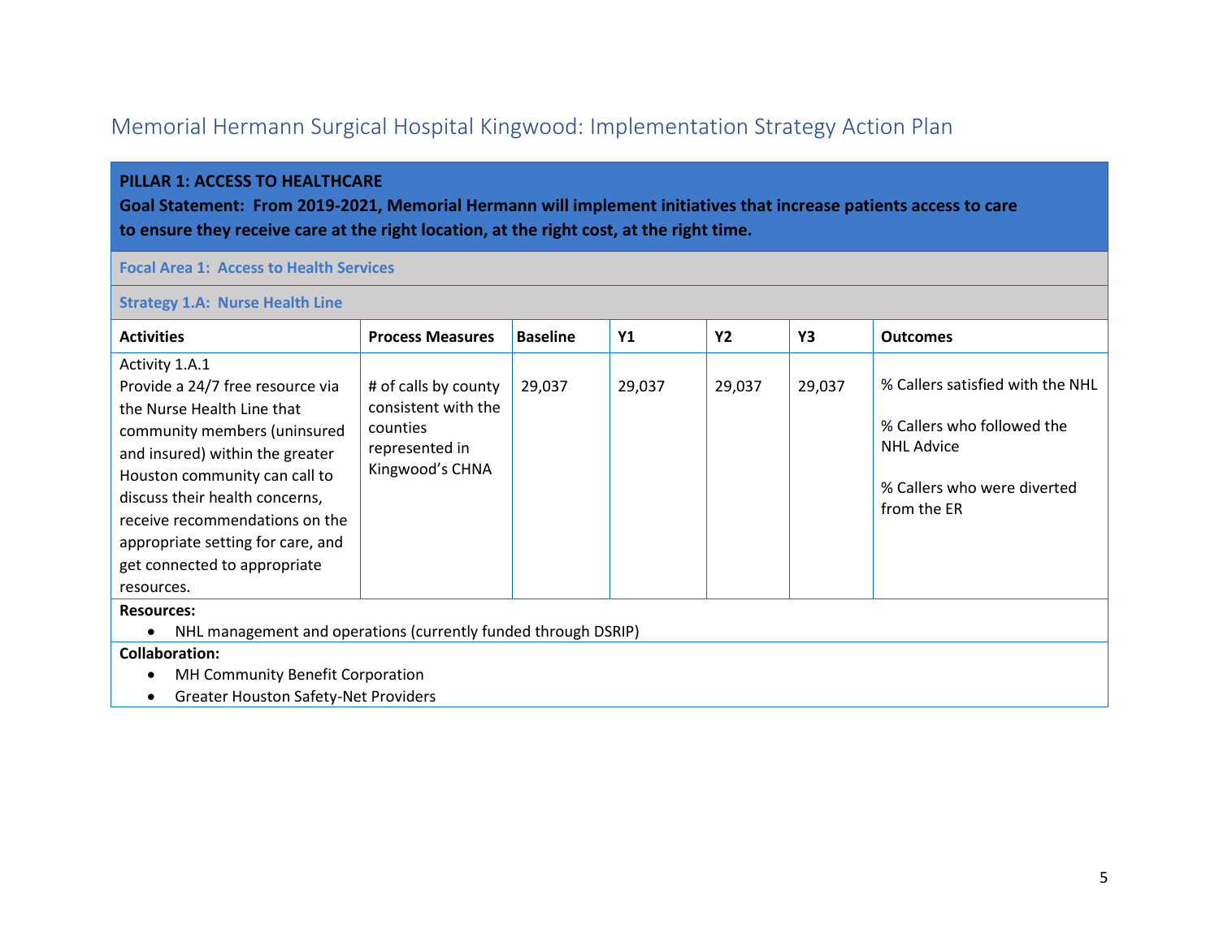## Memorial Hermann Surgical Hospital Kingwood: Implementation Strategy Action Plan

**PILLAR 1: ACCESS TO HEALTHCARE**

**Goal Statement: From 2019-2021, Memorial Hermann will implement initiatives that increase patients access to care to ensure they receive care at the right location, at the right cost, at the right time.**

**Focal Area 1: Access to Health Services**

**Strategy 1.A: Nurse Health Line**

| Activities | Process Measures | Baseline | Y1 | Y2 | Y3 | Outcomes |
|---|---|---|---|---|---|---|
| Activity 1.A.1<br>Provide a 24/7 free resource via the Nurse Health Line that community members (uninsured and insured) within the greater Houston community can call to discuss their health concerns, receive recommendations on the appropriate setting for care, and get connected to appropriate resources. | # of calls by county consistent with the counties represented in Kingwood's CHNA | 29,037 | 29,037 | 29,037 | 29,037 | % Callers satisfied with the NHL<br><br>% Callers who followed the NHL Advice<br><br>% Callers who were diverted from the ER |

**Resources:**

- NHL management and operations (currently funded through DSRIP)

**Collaboration:**

- MH Community Benefit Corporation
- Greater Houston Safety-Net Providers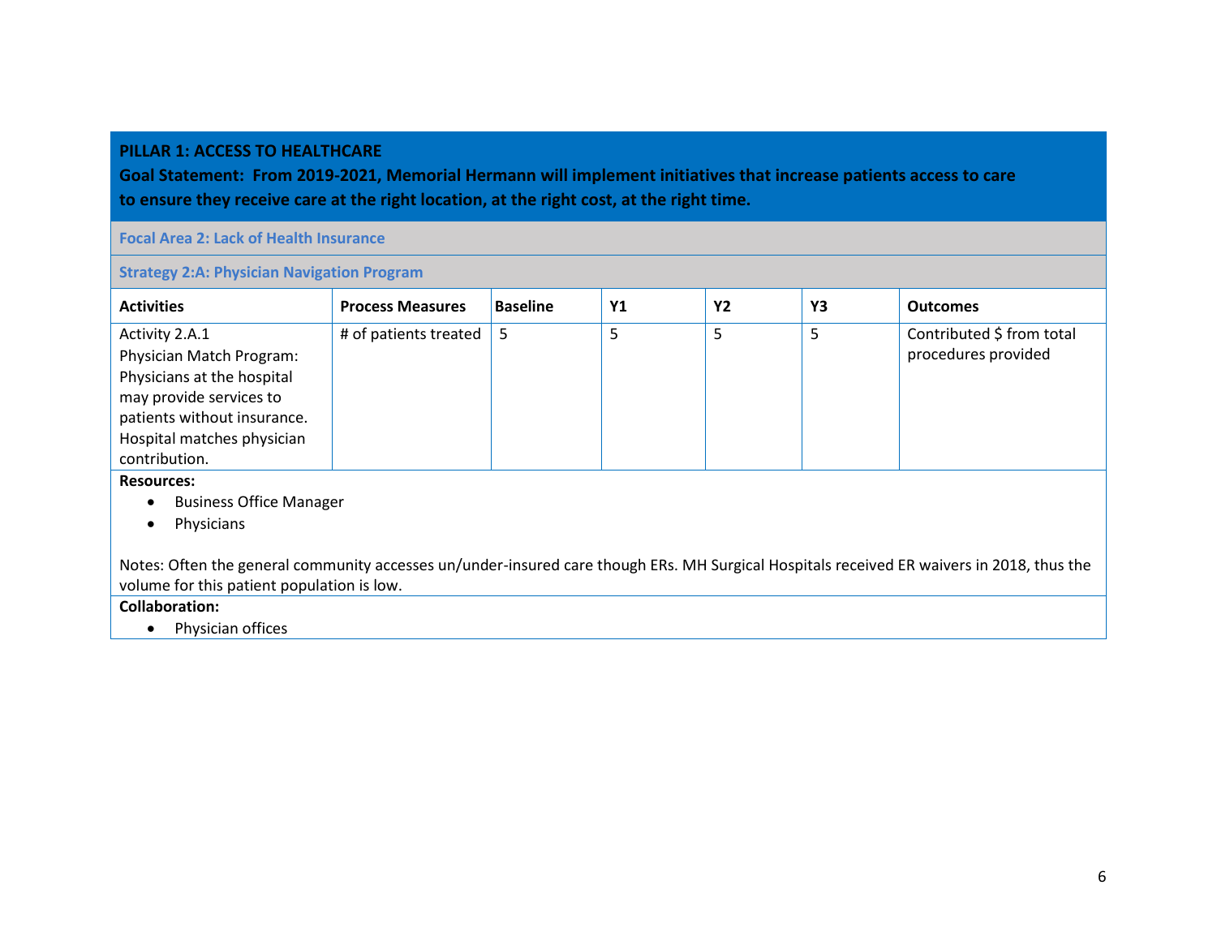**PILLAR 1: ACCESS TO HEALTHCARE**

**Goal Statement: From 2019-2021, Memorial Hermann will implement initiatives that increase patients access to care to ensure they receive care at the right location, at the right cost, at the right time.**

**Focal Area 2: Lack of Health Insurance**

**Strategy 2:A: Physician Navigation Program**

| Activities | Process Measures | Baseline | Y1 | Y2 | Y3 | Outcomes |
|---|---|---|---|---|---|---|
| Activity 2.A.1 Physician Match Program: Physicians at the hospital may provide services to patients without insurance. Hospital matches physician contribution. | # of patients treated | 5 | 5 | 5 | 5 | Contributed $ from total procedures provided |

**Resources:**

- Business Office Manager
- Physicians

Notes: Often the general community accesses un/under-insured care though ERs. MH Surgical Hospitals received ER waivers in 2018, thus the volume for this patient population is low.

**Collaboration:**

- Physician offices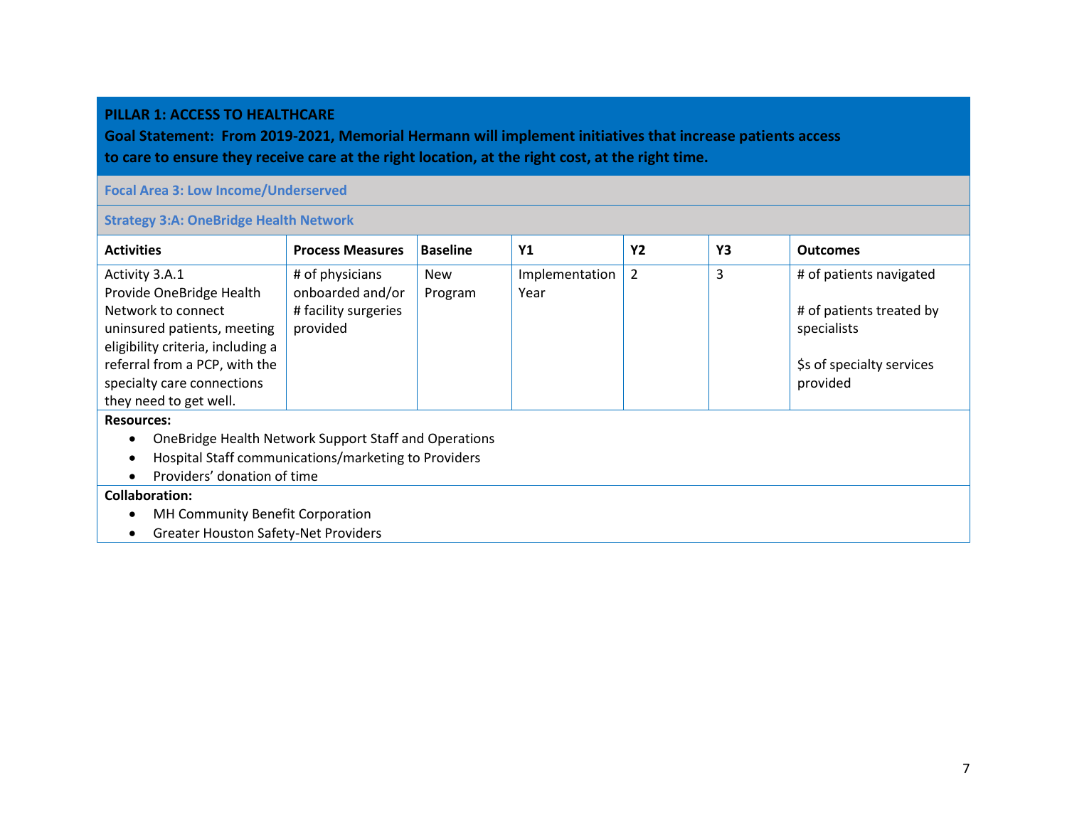**PILLAR 1: ACCESS TO HEALTHCARE**

**Goal Statement: From 2019-2021, Memorial Hermann will implement initiatives that increase patients access to care to ensure they receive care at the right location, at the right cost, at the right time.**

**Focal Area 3: Low Income/Underserved**

**Strategy 3:A: OneBridge Health Network**

| Activities | Process Measures | Baseline | Y1 | Y2 | Y3 | Outcomes |
|---|---|---|---|---|---|---|
| Activity 3.A.1 Provide OneBridge Health Network to connect uninsured patients, meeting eligibility criteria, including a referral from a PCP, with the specialty care connections they need to get well. | # of physicians onboarded and/or # facility surgeries provided | New Program | Implementation Year | 2 | 3 | # of patients navigated<br><br># of patients treated by specialists<br><br>$s of specialty services provided |

**Resources:**

- OneBridge Health Network Support Staff and Operations
- Hospital Staff communications/marketing to Providers
- Providers' donation of time

**Collaboration:**

- MH Community Benefit Corporation
- Greater Houston Safety-Net Providers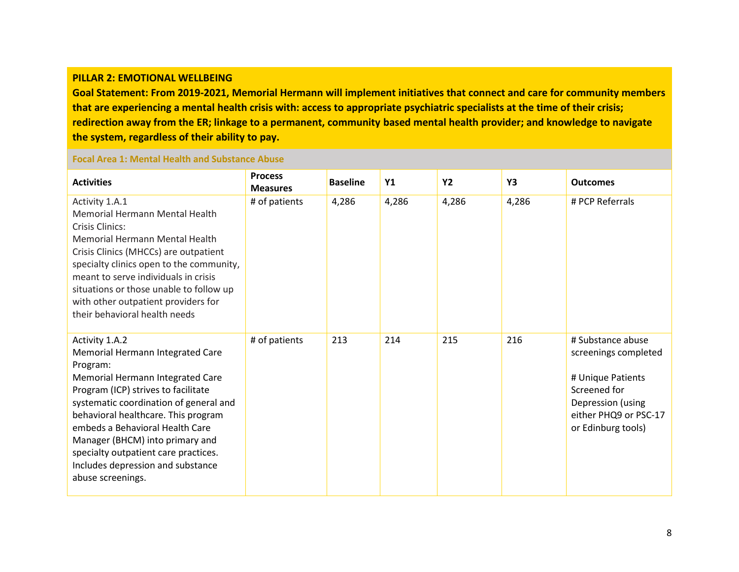**PILLAR 2: EMOTIONAL WELLBEING**

**Goal Statement: From 2019-2021, Memorial Hermann will implement initiatives that connect and care for community members that are experiencing a mental health crisis with: access to appropriate psychiatric specialists at the time of their crisis; redirection away from the ER; linkage to a permanent, community based mental health provider; and knowledge to navigate the system, regardless of their ability to pay.**

**Focal Area 1: Mental Health and Substance Abuse**

| Activities | Process Measures | Baseline | Y1 | Y2 | Y3 | Outcomes |
|---|---|---|---|---|---|---|
| Activity 1.A.1<br>Memorial Hermann Mental Health Crisis Clinics:<br>Memorial Hermann Mental Health Crisis Clinics (MHCCs) are outpatient specialty clinics open to the community, meant to serve individuals in crisis situations or those unable to follow up with other outpatient providers for their behavioral health needs | # of patients | 4,286 | 4,286 | 4,286 | 4,286 | # PCP Referrals |
| Activity 1.A.2<br>Memorial Hermann Integrated Care Program:<br>Memorial Hermann Integrated Care Program (ICP) strives to facilitate systematic coordination of general and behavioral healthcare. This program embeds a Behavioral Health Care Manager (BHCM) into primary and specialty outpatient care practices. Includes depression and substance abuse screenings. | # of patients | 213 | 214 | 215 | 216 | # Substance abuse screenings completed<br><br># Unique Patients Screened for Depression (using either PHQ9 or PSC-17 or Edinburg tools) |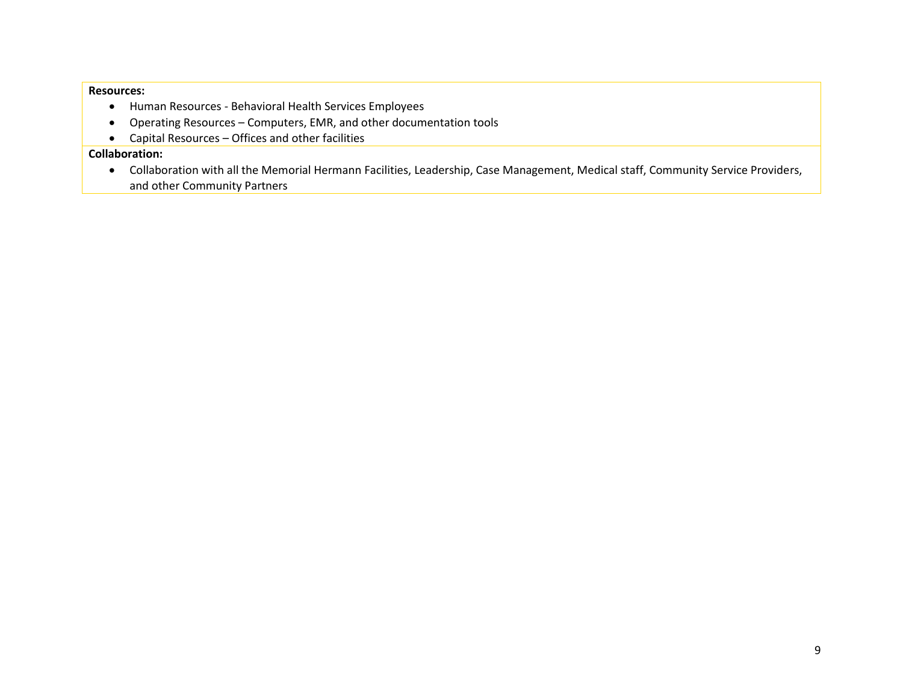**Resources:**

- Human Resources - Behavioral Health Services Employees
- Operating Resources – Computers, EMR, and other documentation tools
- Capital Resources – Offices and other facilities

**Collaboration:**

- Collaboration with all the Memorial Hermann Facilities, Leadership, Case Management, Medical staff, Community Service Providers, and other Community Partners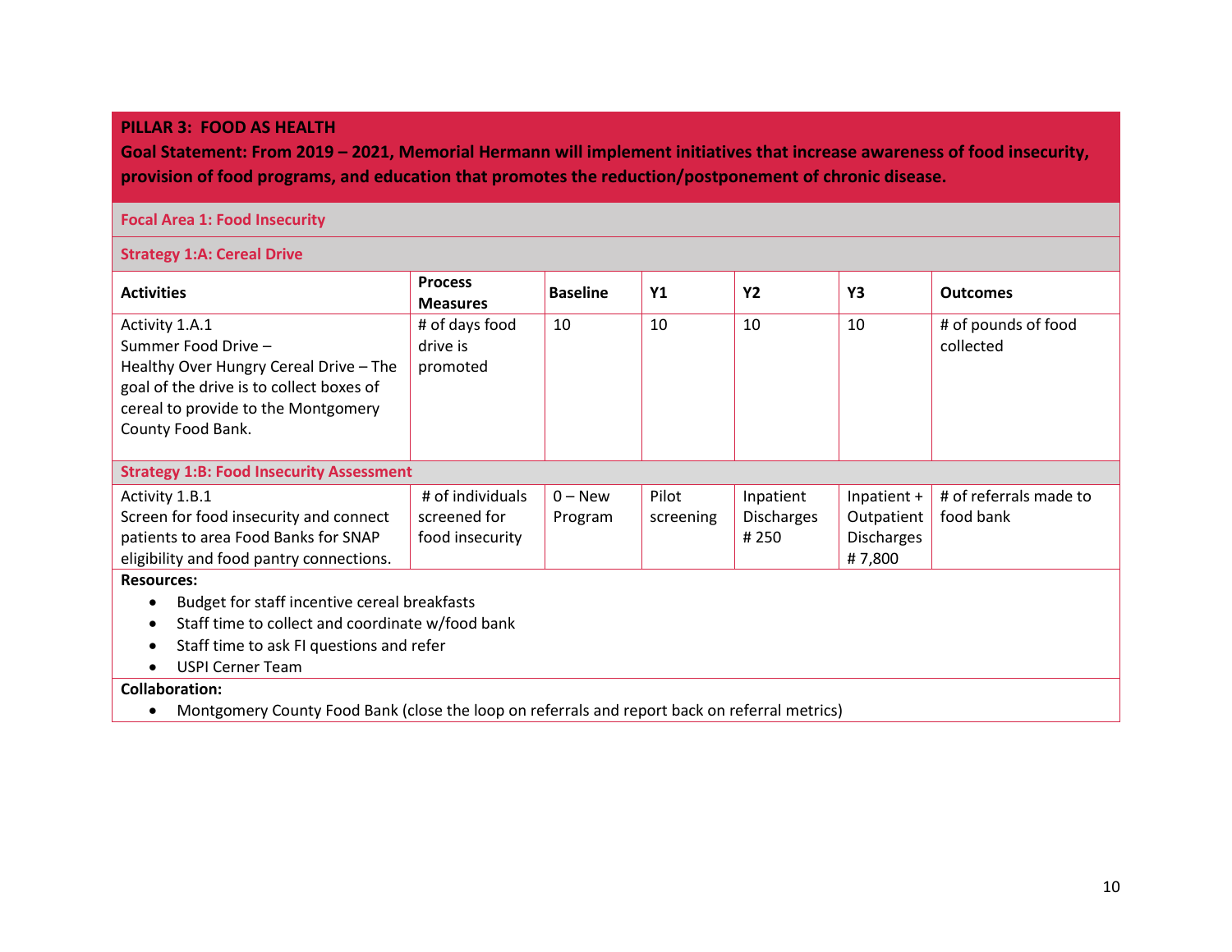## PILLAR 3: FOOD AS HEALTH

**Goal Statement: From 2019 – 2021, Memorial Hermann will implement initiatives that increase awareness of food insecurity, provision of food programs, and education that promotes the reduction/postponement of chronic disease.**

### Focal Area 1: Food Insecurity

#### Strategy 1:A: Cereal Drive

| Activities | Process Measures | Baseline | Y1 | Y2 | Y3 | Outcomes |
|---|---|---|---|---|---|---|
| Activity 1.A.1<br>Summer Food Drive –<br>Healthy Over Hungry Cereal Drive – The goal of the drive is to collect boxes of cereal to provide to the Montgomery County Food Bank. | # of days food drive is promoted | 10 | 10 | 10 | 10 | # of pounds of food collected |
| **Strategy 1:B: Food Insecurity Assessment** | | | | | | |
| Activity 1.B.1<br>Screen for food insecurity and connect patients to area Food Banks for SNAP eligibility and food pantry connections. | # of individuals screened for food insecurity | 0 – New Program | Pilot screening | Inpatient Discharges # 250 | Inpatient + Outpatient Discharges # 7,800 | # of referrals made to food bank |

**Resources:**

- Budget for staff incentive cereal breakfasts
- Staff time to collect and coordinate w/food bank
- Staff time to ask FI questions and refer
- USPI Cerner Team

**Collaboration:**

- Montgomery County Food Bank (close the loop on referrals and report back on referral metrics)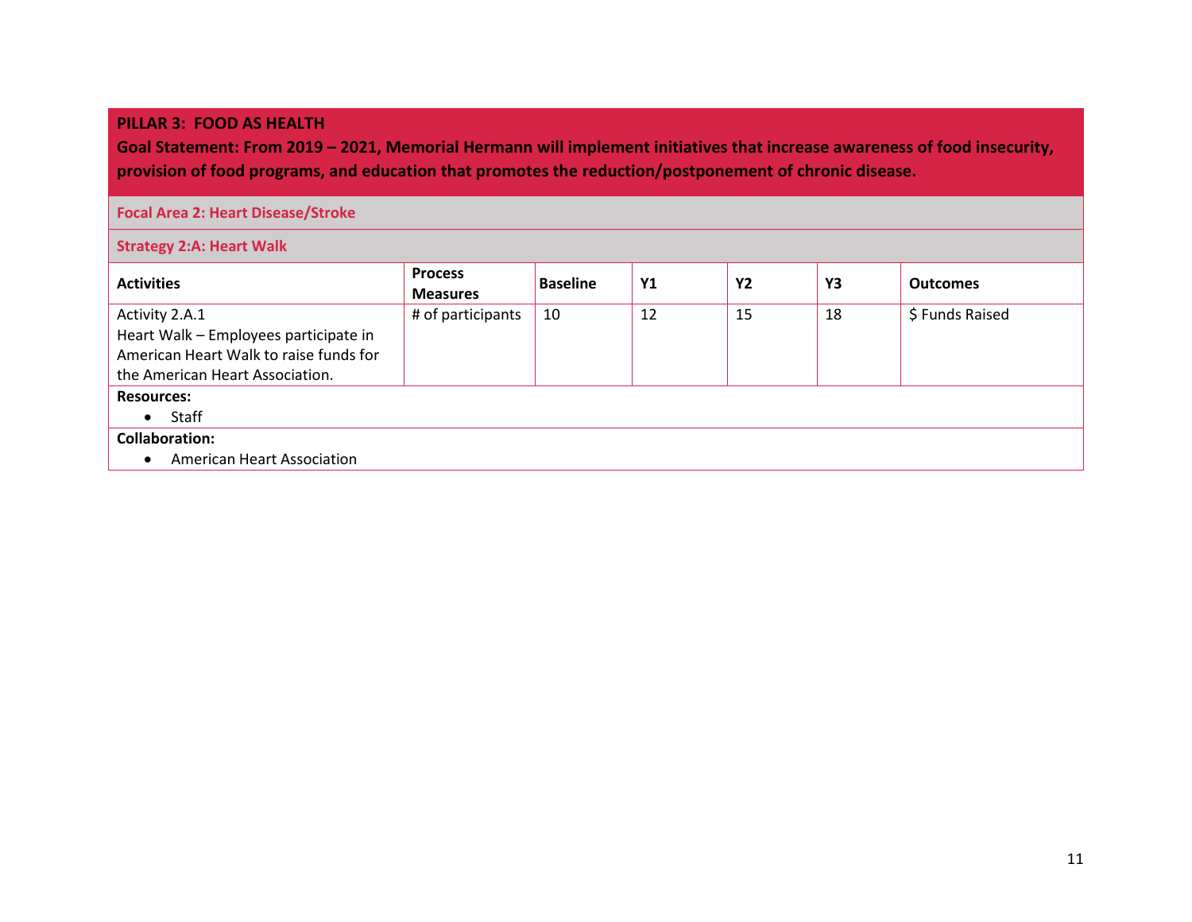**PILLAR 3: FOOD AS HEALTH**

**Goal Statement: From 2019 – 2021, Memorial Hermann will implement initiatives that increase awareness of food insecurity, provision of food programs, and education that promotes the reduction/postponement of chronic disease.**

**Focal Area 2: Heart Disease/Stroke**

**Strategy 2:A: Heart Walk**

| Activities | Process Measures | Baseline | Y1 | Y2 | Y3 | Outcomes |
|---|---|---|---|---|---|---|
| Activity 2.A.1<br>Heart Walk – Employees participate in American Heart Walk to raise funds for the American Heart Association. | # of participants | 10 | 12 | 15 | 18 | $ Funds Raised |

**Resources:**

- Staff

**Collaboration:**

- American Heart Association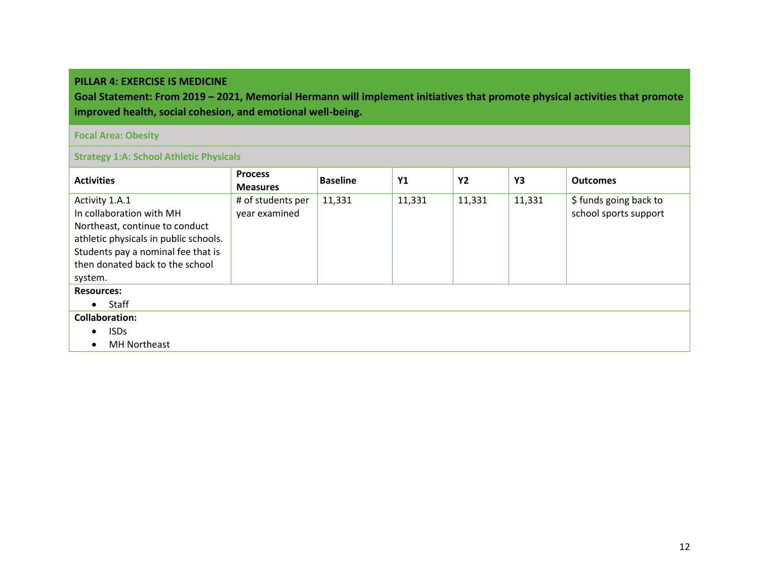## PILLAR 4: EXERCISE IS MEDICINE

**Goal Statement: From 2019 – 2021, Memorial Hermann will implement initiatives that promote physical activities that promote improved health, social cohesion, and emotional well-being.**

**Focal Area: Obesity**

**Strategy 1:A: School Athletic Physicals**

| Activities | Process Measures | Baseline | Y1 | Y2 | Y3 | Outcomes |
|---|---|---|---|---|---|---|
| Activity 1.A.1 In collaboration with MH Northeast, continue to conduct athletic physicals in public schools. Students pay a nominal fee that is then donated back to the school system. | # of students per year examined | 11,331 | 11,331 | 11,331 | 11,331 | $ funds going back to school sports support |

**Resources:**

- Staff

**Collaboration:**

- ISDs
- MH Northeast